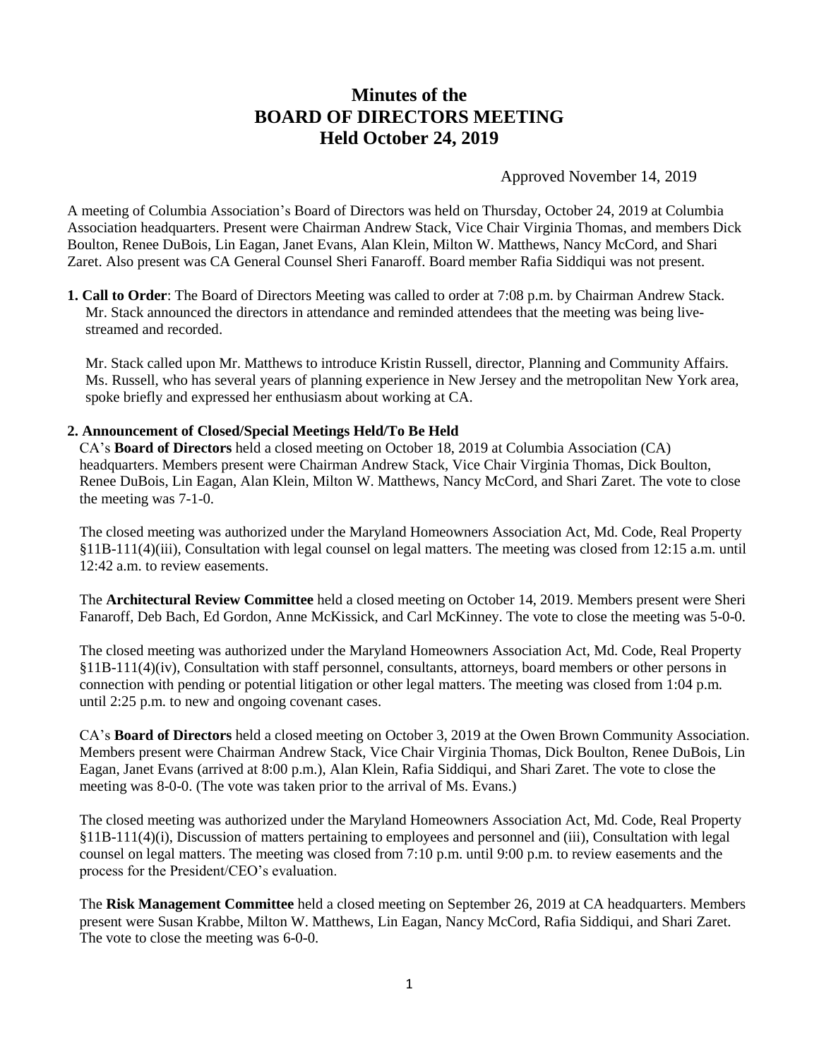# Minutes of the BOARD OF DIRECTORS MEETING Held October 24, 2019

Approved November 14, 2019

A meeting of Columbia Association's Board of Directors was held on Thursday, October 24, 2019 at Columbia Association headquarters. Present were Chairman Andrew Stack, Vice Chair Virginia Thomas, and members Dick Boulton, Renee DuBois, Lin Eagan, Janet Evans, Alan Klein, Milton W. Matthews, Nancy McCord, and Shari Zaret. Also present was CA General Counsel Sheri Fanaroff. Board member Rafia Siddiqui was not present.

**1. Call to Order**: The Board of Directors Meeting was called to order at 7:08 p.m. by Chairman Andrew Stack. Mr. Stack announced the directors in attendance and reminded attendees that the meeting was being live-streamed and recorded.

Mr. Stack called upon Mr. Matthews to introduce Kristin Russell, director, Planning and Community Affairs. Ms. Russell, who has several years of planning experience in New Jersey and the metropolitan New York area, spoke briefly and expressed her enthusiasm about working at CA.

**2. Announcement of Closed/Special Meetings Held/To Be Held**

CA's **Board of Directors** held a closed meeting on October 18, 2019 at Columbia Association (CA) headquarters. Members present were Chairman Andrew Stack, Vice Chair Virginia Thomas, Dick Boulton, Renee DuBois, Lin Eagan, Alan Klein, Milton W. Matthews, Nancy McCord, and Shari Zaret. The vote to close the meeting was 7-1-0.

The closed meeting was authorized under the Maryland Homeowners Association Act, Md. Code, Real Property §11B-111(4)(iii), Consultation with legal counsel on legal matters. The meeting was closed from 12:15 a.m. until 12:42 a.m. to review easements.

The **Architectural Review Committee** held a closed meeting on October 14, 2019. Members present were Sheri Fanaroff, Deb Bach, Ed Gordon, Anne McKissick, and Carl McKinney. The vote to close the meeting was 5-0-0.

The closed meeting was authorized under the Maryland Homeowners Association Act, Md. Code, Real Property §11B-111(4)(iv), Consultation with staff personnel, consultants, attorneys, board members or other persons in connection with pending or potential litigation or other legal matters. The meeting was closed from 1:04 p.m. until 2:25 p.m. to new and ongoing covenant cases.

CA's **Board of Directors** held a closed meeting on October 3, 2019 at the Owen Brown Community Association. Members present were Chairman Andrew Stack, Vice Chair Virginia Thomas, Dick Boulton, Renee DuBois, Lin Eagan, Janet Evans (arrived at 8:00 p.m.), Alan Klein, Rafia Siddiqui, and Shari Zaret. The vote to close the meeting was 8-0-0. (The vote was taken prior to the arrival of Ms. Evans.)

The closed meeting was authorized under the Maryland Homeowners Association Act, Md. Code, Real Property §11B-111(4)(i), Discussion of matters pertaining to employees and personnel and (iii), Consultation with legal counsel on legal matters. The meeting was closed from 7:10 p.m. until 9:00 p.m. to review easements and the process for the President/CEO's evaluation.

The **Risk Management Committee** held a closed meeting on September 26, 2019 at CA headquarters. Members present were Susan Krabbe, Milton W. Matthews, Lin Eagan, Nancy McCord, Rafia Siddiqui, and Shari Zaret. The vote to close the meeting was 6-0-0.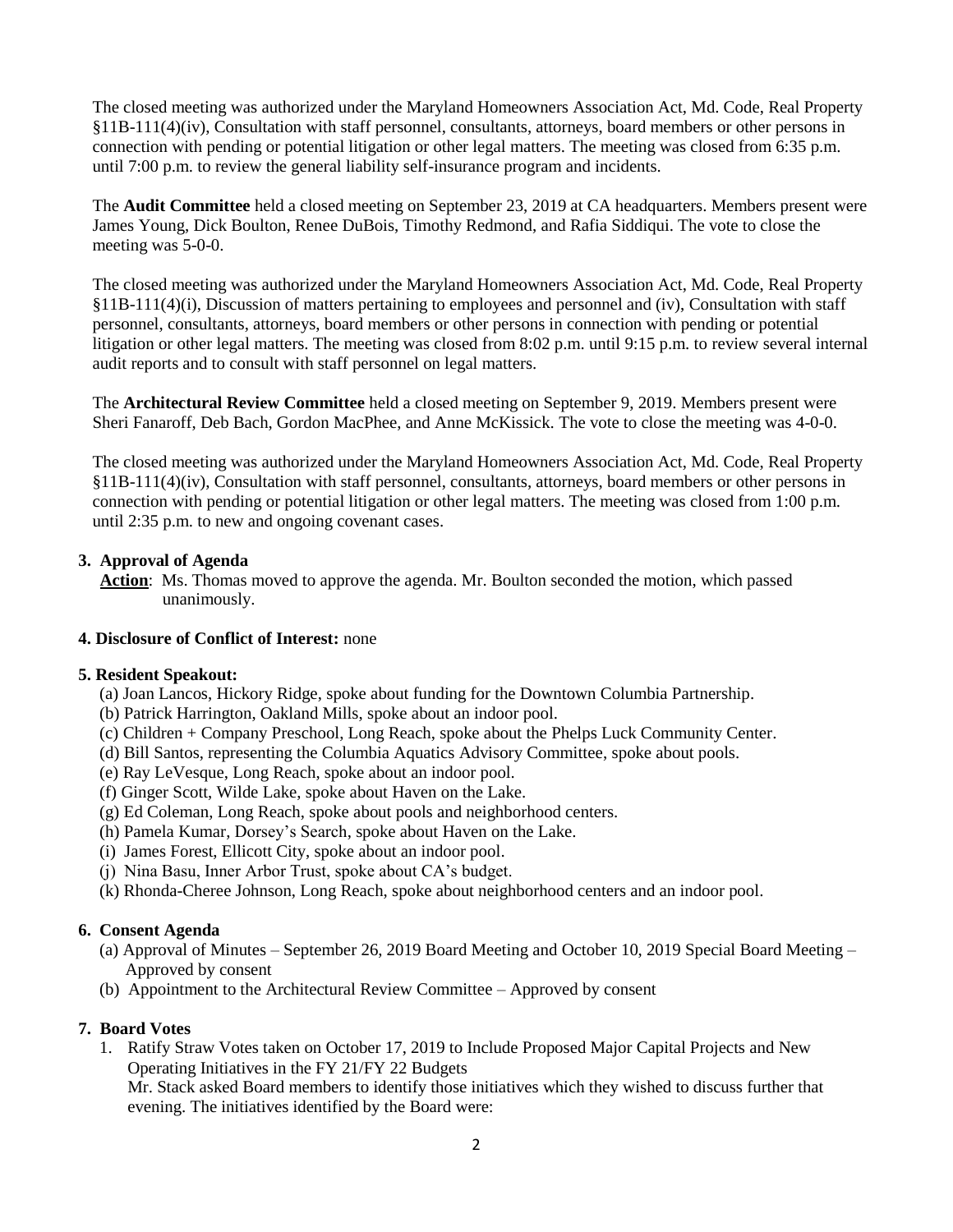The closed meeting was authorized under the Maryland Homeowners Association Act, Md. Code, Real Property §11B-111(4)(iv), Consultation with staff personnel, consultants, attorneys, board members or other persons in connection with pending or potential litigation or other legal matters. The meeting was closed from 6:35 p.m. until 7:00 p.m. to review the general liability self-insurance program and incidents.

The **Audit Committee** held a closed meeting on September 23, 2019 at CA headquarters. Members present were James Young, Dick Boulton, Renee DuBois, Timothy Redmond, and Rafia Siddiqui. The vote to close the meeting was 5-0-0.

The closed meeting was authorized under the Maryland Homeowners Association Act, Md. Code, Real Property §11B-111(4)(i), Discussion of matters pertaining to employees and personnel and (iv), Consultation with staff personnel, consultants, attorneys, board members or other persons in connection with pending or potential litigation or other legal matters. The meeting was closed from 8:02 p.m. until 9:15 p.m. to review several internal audit reports and to consult with staff personnel on legal matters.

The **Architectural Review Committee** held a closed meeting on September 9, 2019. Members present were Sheri Fanaroff, Deb Bach, Gordon MacPhee, and Anne McKissick. The vote to close the meeting was 4-0-0.

The closed meeting was authorized under the Maryland Homeowners Association Act, Md. Code, Real Property §11B-111(4)(iv), Consultation with staff personnel, consultants, attorneys, board members or other persons in connection with pending or potential litigation or other legal matters. The meeting was closed from 1:00 p.m. until 2:35 p.m. to new and ongoing covenant cases.

**3. Approval of Agenda**

**Action**: Ms. Thomas moved to approve the agenda. Mr. Boulton seconded the motion, which passed unanimously.

**4. Disclosure of Conflict of Interest:** none

**5. Resident Speakout:**

(a) Joan Lancos, Hickory Ridge, spoke about funding for the Downtown Columbia Partnership.
(b) Patrick Harrington, Oakland Mills, spoke about an indoor pool.
(c) Children + Company Preschool, Long Reach, spoke about the Phelps Luck Community Center.
(d) Bill Santos, representing the Columbia Aquatics Advisory Committee, spoke about pools.
(e) Ray LeVesque, Long Reach, spoke about an indoor pool.
(f) Ginger Scott, Wilde Lake, spoke about Haven on the Lake.
(g) Ed Coleman, Long Reach, spoke about pools and neighborhood centers.
(h) Pamela Kumar, Dorsey's Search, spoke about Haven on the Lake.
(i) James Forest, Ellicott City, spoke about an indoor pool.
(j) Nina Basu, Inner Arbor Trust, spoke about CA's budget.
(k) Rhonda-Cheree Johnson, Long Reach, spoke about neighborhood centers and an indoor pool.

**6. Consent Agenda**

(a) Approval of Minutes – September 26, 2019 Board Meeting and October 10, 2019 Special Board Meeting – Approved by consent
(b) Appointment to the Architectural Review Committee – Approved by consent

**7. Board Votes**

1. Ratify Straw Votes taken on October 17, 2019 to Include Proposed Major Capital Projects and New Operating Initiatives in the FY 21/FY 22 Budgets
   Mr. Stack asked Board members to identify those initiatives which they wished to discuss further that evening. The initiatives identified by the Board were: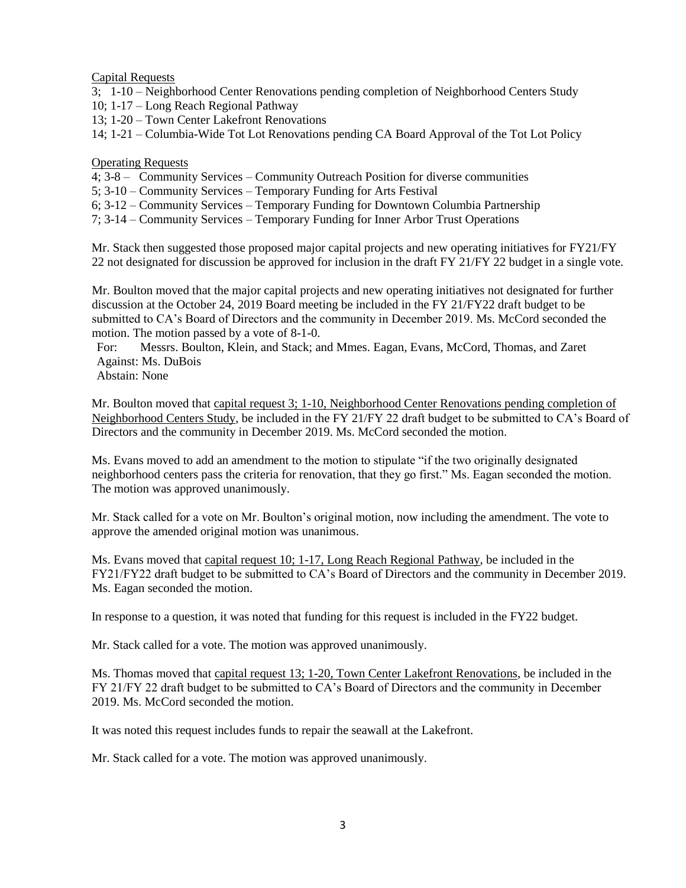Capital Requests

3; 1-10 – Neighborhood Center Renovations pending completion of Neighborhood Centers Study
10; 1-17 – Long Reach Regional Pathway
13; 1-20 – Town Center Lakefront Renovations
14; 1-21 – Columbia-Wide Tot Lot Renovations pending CA Board Approval of the Tot Lot Policy

Operating Requests

4; 3-8 – Community Services – Community Outreach Position for diverse communities
5; 3-10 – Community Services – Temporary Funding for Arts Festival
6; 3-12 – Community Services – Temporary Funding for Downtown Columbia Partnership
7; 3-14 – Community Services – Temporary Funding for Inner Arbor Trust Operations

Mr. Stack then suggested those proposed major capital projects and new operating initiatives for FY21/FY 22 not designated for discussion be approved for inclusion in the draft FY 21/FY 22 budget in a single vote.

Mr. Boulton moved that the major capital projects and new operating initiatives not designated for further discussion at the October 24, 2019 Board meeting be included in the FY 21/FY22 draft budget to be submitted to CA's Board of Directors and the community in December 2019. Ms. McCord seconded the motion. The motion passed by a vote of 8-1-0.

For: Messrs. Boulton, Klein, and Stack; and Mmes. Eagan, Evans, McCord, Thomas, and Zaret
Against: Ms. DuBois
Abstain: None

Mr. Boulton moved that capital request 3; 1-10, Neighborhood Center Renovations pending completion of Neighborhood Centers Study, be included in the FY 21/FY 22 draft budget to be submitted to CA's Board of Directors and the community in December 2019. Ms. McCord seconded the motion.

Ms. Evans moved to add an amendment to the motion to stipulate "if the two originally designated neighborhood centers pass the criteria for renovation, that they go first." Ms. Eagan seconded the motion. The motion was approved unanimously.

Mr. Stack called for a vote on Mr. Boulton's original motion, now including the amendment. The vote to approve the amended original motion was unanimous.

Ms. Evans moved that capital request 10; 1-17, Long Reach Regional Pathway, be included in the FY21/FY22 draft budget to be submitted to CA's Board of Directors and the community in December 2019. Ms. Eagan seconded the motion.

In response to a question, it was noted that funding for this request is included in the FY22 budget.

Mr. Stack called for a vote. The motion was approved unanimously.

Ms. Thomas moved that capital request 13; 1-20, Town Center Lakefront Renovations, be included in the FY 21/FY 22 draft budget to be submitted to CA's Board of Directors and the community in December 2019. Ms. McCord seconded the motion.

It was noted this request includes funds to repair the seawall at the Lakefront.

Mr. Stack called for a vote. The motion was approved unanimously.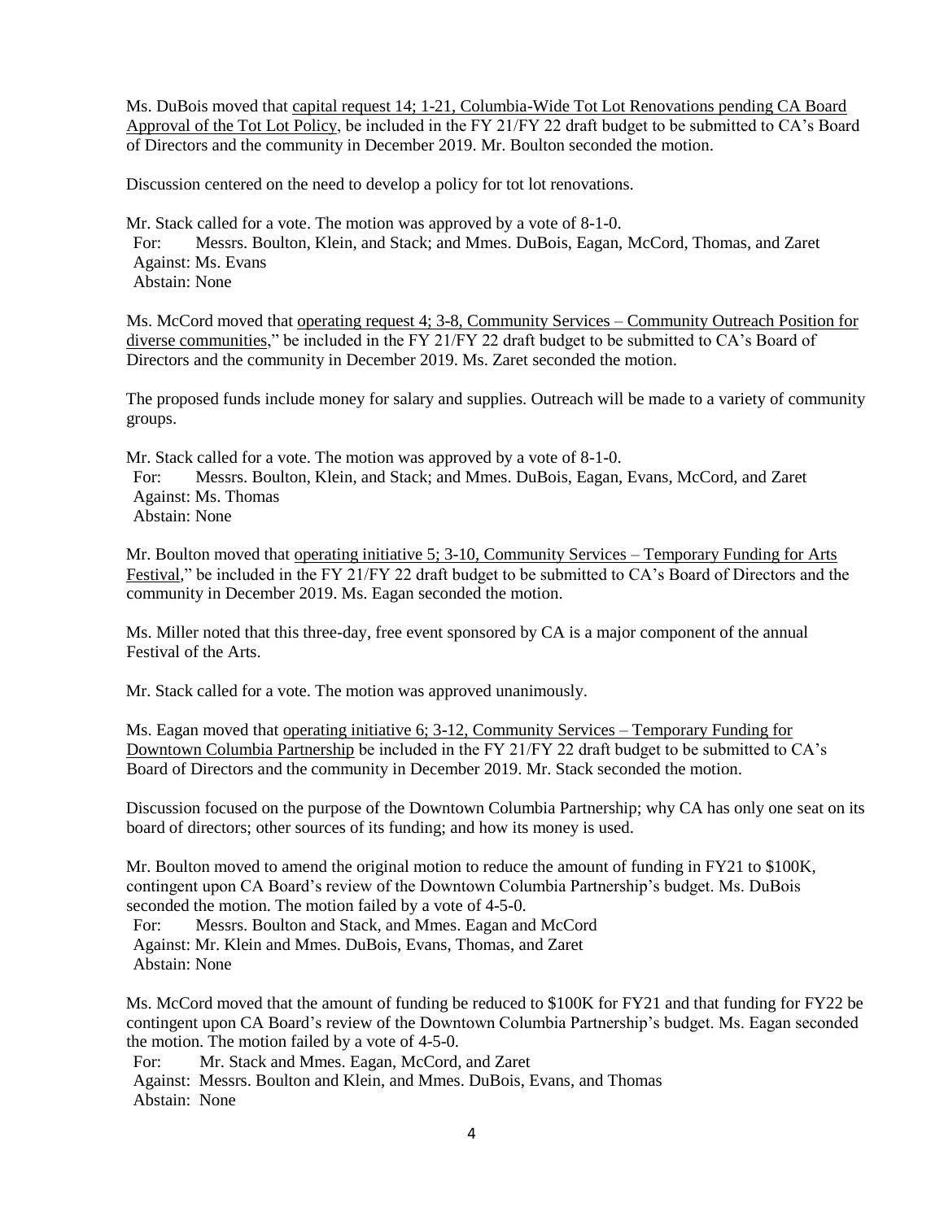Ms. DuBois moved that capital request 14; 1-21, Columbia-Wide Tot Lot Renovations pending CA Board Approval of the Tot Lot Policy, be included in the FY 21/FY 22 draft budget to be submitted to CA's Board of Directors and the community in December 2019. Mr. Boulton seconded the motion.

Discussion centered on the need to develop a policy for tot lot renovations.

Mr. Stack called for a vote. The motion was approved by a vote of 8-1-0.
For: Messrs. Boulton, Klein, and Stack; and Mmes. DuBois, Eagan, McCord, Thomas, and Zaret
Against: Ms. Evans
Abstain: None

Ms. McCord moved that operating request 4; 3-8, Community Services – Community Outreach Position for diverse communities," be included in the FY 21/FY 22 draft budget to be submitted to CA's Board of Directors and the community in December 2019. Ms. Zaret seconded the motion.

The proposed funds include money for salary and supplies. Outreach will be made to a variety of community groups.

Mr. Stack called for a vote. The motion was approved by a vote of 8-1-0.
For: Messrs. Boulton, Klein, and Stack; and Mmes. DuBois, Eagan, Evans, McCord, and Zaret
Against: Ms. Thomas
Abstain: None

Mr. Boulton moved that operating initiative 5; 3-10, Community Services – Temporary Funding for Arts Festival," be included in the FY 21/FY 22 draft budget to be submitted to CA's Board of Directors and the community in December 2019. Ms. Eagan seconded the motion.

Ms. Miller noted that this three-day, free event sponsored by CA is a major component of the annual Festival of the Arts.

Mr. Stack called for a vote. The motion was approved unanimously.

Ms. Eagan moved that operating initiative 6; 3-12, Community Services – Temporary Funding for Downtown Columbia Partnership be included in the FY 21/FY 22 draft budget to be submitted to CA's Board of Directors and the community in December 2019. Mr. Stack seconded the motion.

Discussion focused on the purpose of the Downtown Columbia Partnership; why CA has only one seat on its board of directors; other sources of its funding; and how its money is used.

Mr. Boulton moved to amend the original motion to reduce the amount of funding in FY21 to $100K, contingent upon CA Board's review of the Downtown Columbia Partnership's budget. Ms. DuBois seconded the motion. The motion failed by a vote of 4-5-0.
For: Messrs. Boulton and Stack, and Mmes. Eagan and McCord
Against: Mr. Klein and Mmes. DuBois, Evans, Thomas, and Zaret
Abstain: None

Ms. McCord moved that the amount of funding be reduced to $100K for FY21 and that funding for FY22 be contingent upon CA Board's review of the Downtown Columbia Partnership's budget. Ms. Eagan seconded the motion. The motion failed by a vote of 4-5-0.
For: Mr. Stack and Mmes. Eagan, McCord, and Zaret
Against: Messrs. Boulton and Klein, and Mmes. DuBois, Evans, and Thomas
Abstain: None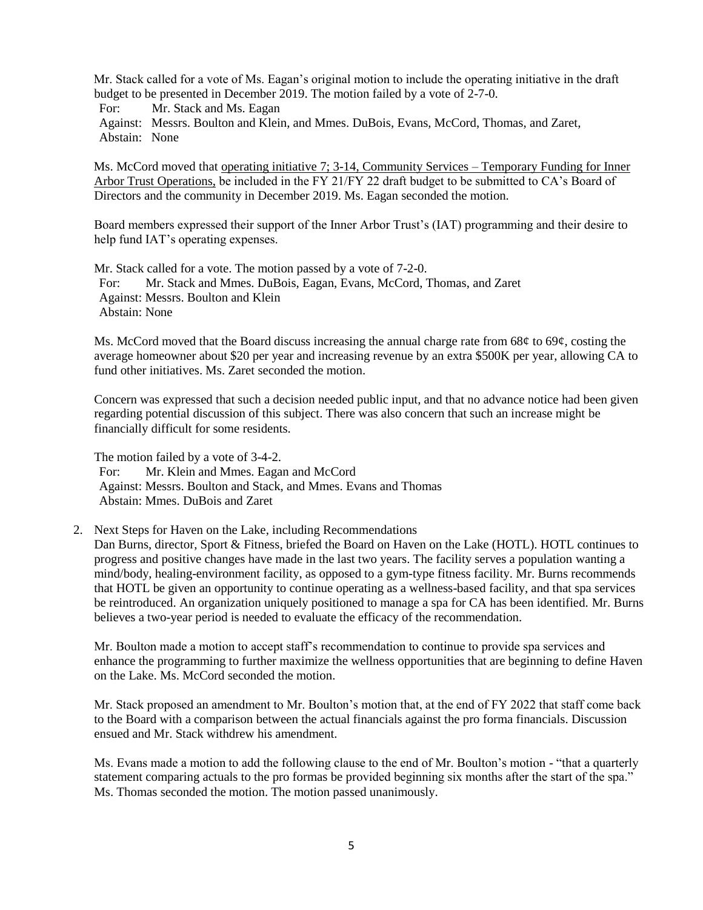Mr. Stack called for a vote of Ms. Eagan's original motion to include the operating initiative in the draft budget to be presented in December 2019. The motion failed by a vote of 2-7-0.

For: Mr. Stack and Ms. Eagan
Against: Messrs. Boulton and Klein, and Mmes. DuBois, Evans, McCord, Thomas, and Zaret,
Abstain: None

Ms. McCord moved that operating initiative 7; 3-14, Community Services – Temporary Funding for Inner Arbor Trust Operations, be included in the FY 21/FY 22 draft budget to be submitted to CA's Board of Directors and the community in December 2019. Ms. Eagan seconded the motion.

Board members expressed their support of the Inner Arbor Trust's (IAT) programming and their desire to help fund IAT's operating expenses.

Mr. Stack called for a vote. The motion passed by a vote of 7-2-0.

For: Mr. Stack and Mmes. DuBois, Eagan, Evans, McCord, Thomas, and Zaret
Against: Messrs. Boulton and Klein
Abstain: None

Ms. McCord moved that the Board discuss increasing the annual charge rate from 68¢ to 69¢, costing the average homeowner about $20 per year and increasing revenue by an extra $500K per year, allowing CA to fund other initiatives. Ms. Zaret seconded the motion.

Concern was expressed that such a decision needed public input, and that no advance notice had been given regarding potential discussion of this subject. There was also concern that such an increase might be financially difficult for some residents.

The motion failed by a vote of 3-4-2.

For: Mr. Klein and Mmes. Eagan and McCord
Against: Messrs. Boulton and Stack, and Mmes. Evans and Thomas
Abstain: Mmes. DuBois and Zaret

2. Next Steps for Haven on the Lake, including Recommendations

Dan Burns, director, Sport & Fitness, briefed the Board on Haven on the Lake (HOTL). HOTL continues to progress and positive changes have made in the last two years. The facility serves a population wanting a mind/body, healing-environment facility, as opposed to a gym-type fitness facility. Mr. Burns recommends that HOTL be given an opportunity to continue operating as a wellness-based facility, and that spa services be reintroduced. An organization uniquely positioned to manage a spa for CA has been identified. Mr. Burns believes a two-year period is needed to evaluate the efficacy of the recommendation.

Mr. Boulton made a motion to accept staff's recommendation to continue to provide spa services and enhance the programming to further maximize the wellness opportunities that are beginning to define Haven on the Lake. Ms. McCord seconded the motion.

Mr. Stack proposed an amendment to Mr. Boulton's motion that, at the end of FY 2022 that staff come back to the Board with a comparison between the actual financials against the pro forma financials. Discussion ensued and Mr. Stack withdrew his amendment.

Ms. Evans made a motion to add the following clause to the end of Mr. Boulton's motion - "that a quarterly statement comparing actuals to the pro formas be provided beginning six months after the start of the spa." Ms. Thomas seconded the motion. The motion passed unanimously.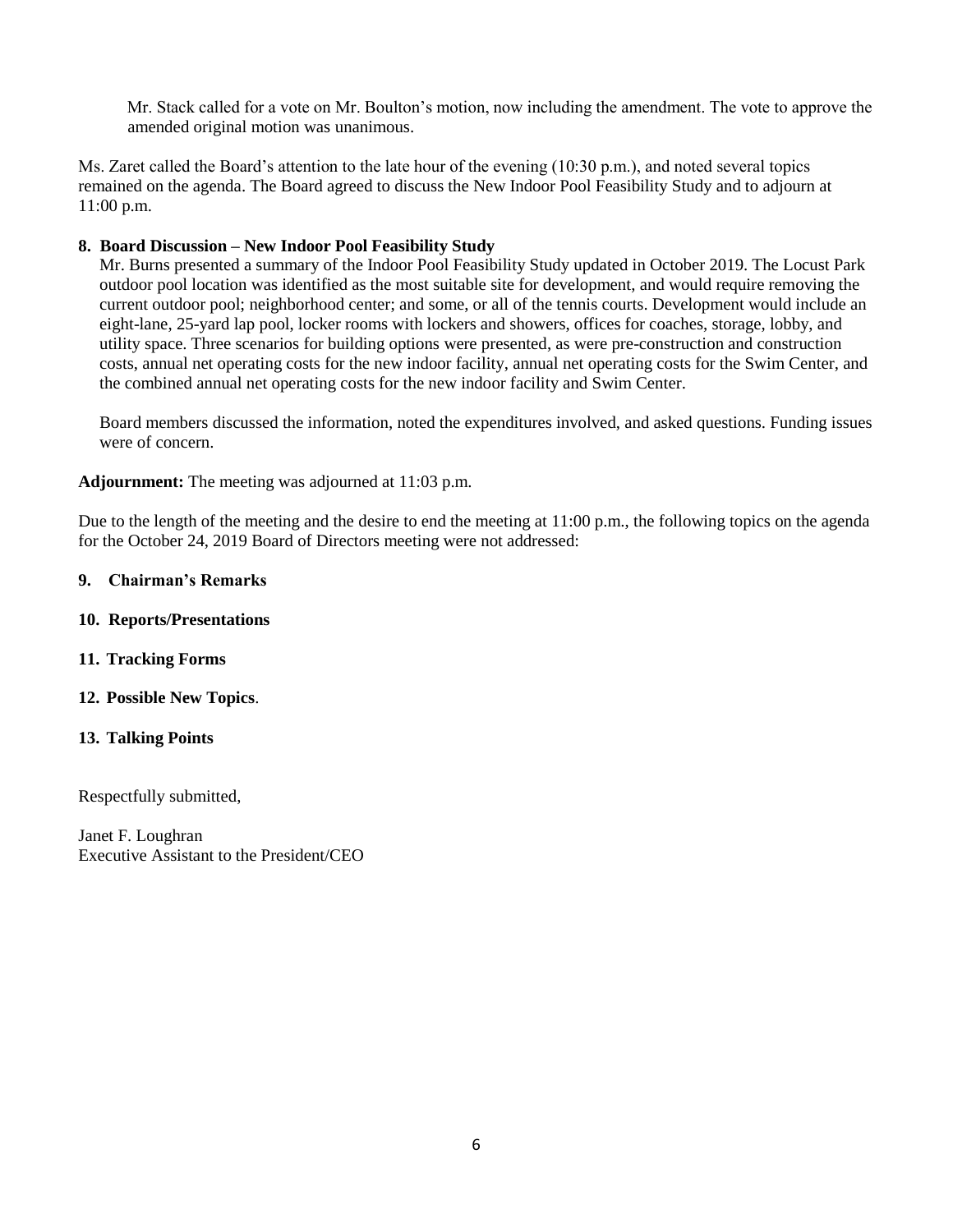Mr. Stack called for a vote on Mr. Boulton's motion, now including the amendment. The vote to approve the amended original motion was unanimous.

Ms. Zaret called the Board's attention to the late hour of the evening (10:30 p.m.), and noted several topics remained on the agenda. The Board agreed to discuss the New Indoor Pool Feasibility Study and to adjourn at 11:00 p.m.

**8. Board Discussion – New Indoor Pool Feasibility Study**

Mr. Burns presented a summary of the Indoor Pool Feasibility Study updated in October 2019. The Locust Park outdoor pool location was identified as the most suitable site for development, and would require removing the current outdoor pool; neighborhood center; and some, or all of the tennis courts. Development would include an eight-lane, 25-yard lap pool, locker rooms with lockers and showers, offices for coaches, storage, lobby, and utility space. Three scenarios for building options were presented, as were pre-construction and construction costs, annual net operating costs for the new indoor facility, annual net operating costs for the Swim Center, and the combined annual net operating costs for the new indoor facility and Swim Center.

Board members discussed the information, noted the expenditures involved, and asked questions. Funding issues were of concern.

**Adjournment:** The meeting was adjourned at 11:03 p.m.

Due to the length of the meeting and the desire to end the meeting at 11:00 p.m., the following topics on the agenda for the October 24, 2019 Board of Directors meeting were not addressed:

**9. Chairman's Remarks**

**10. Reports/Presentations**

**11. Tracking Forms**

**12. Possible New Topics**.

**13. Talking Points**

Respectfully submitted,

Janet F. Loughran
Executive Assistant to the President/CEO